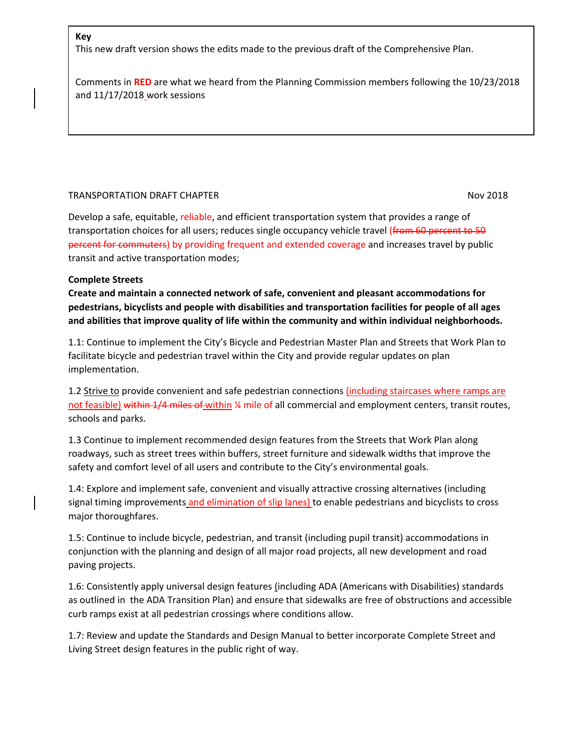**Key**
This new draft version shows the edits made to the previous draft of the Comprehensive Plan.

Comments in **RED** are what we heard from the Planning Commission members following the 10/23/2018 and 11/17/2018 work sessions

TRANSPORTATION DRAFT CHAPTER Nov 2018

Develop a safe, equitable, reliable, and efficient transportation system that provides a range of transportation choices for all users; reduces single occupancy vehicle travel (~~from 60 percent to 50 percent for commuters~~) by providing frequent and extended coverage and increases travel by public transit and active transportation modes;

**Complete Streets**

**Create and maintain a connected network of safe, convenient and pleasant accommodations for pedestrians, bicyclists and people with disabilities and transportation facilities for people of all ages and abilities that improve quality of life within the community and within individual neighborhoods.**

1.1: Continue to implement the City's Bicycle and Pedestrian Master Plan and Streets that Work Plan to facilitate bicycle and pedestrian travel within the City and provide regular updates on plan implementation.

1.2 Strive to provide convenient and safe pedestrian connections (including staircases where ramps are not feasible) ~~within 1/4 miles of~~ within ¼ mile of all commercial and employment centers, transit routes, schools and parks.

1.3 Continue to implement recommended design features from the Streets that Work Plan along roadways, such as street trees within buffers, street furniture and sidewalk widths that improve the safety and comfort level of all users and contribute to the City's environmental goals.

1.4: Explore and implement safe, convenient and visually attractive crossing alternatives (including signal timing improvements and elimination of slip lanes) to enable pedestrians and bicyclists to cross major thoroughfares.

1.5: Continue to include bicycle, pedestrian, and transit (including pupil transit) accommodations in conjunction with the planning and design of all major road projects, all new development and road paving projects.

1.6: Consistently apply universal design features (including ADA (Americans with Disabilities) standards as outlined in the ADA Transition Plan) and ensure that sidewalks are free of obstructions and accessible curb ramps exist at all pedestrian crossings where conditions allow.

1.7: Review and update the Standards and Design Manual to better incorporate Complete Street and Living Street design features in the public right of way.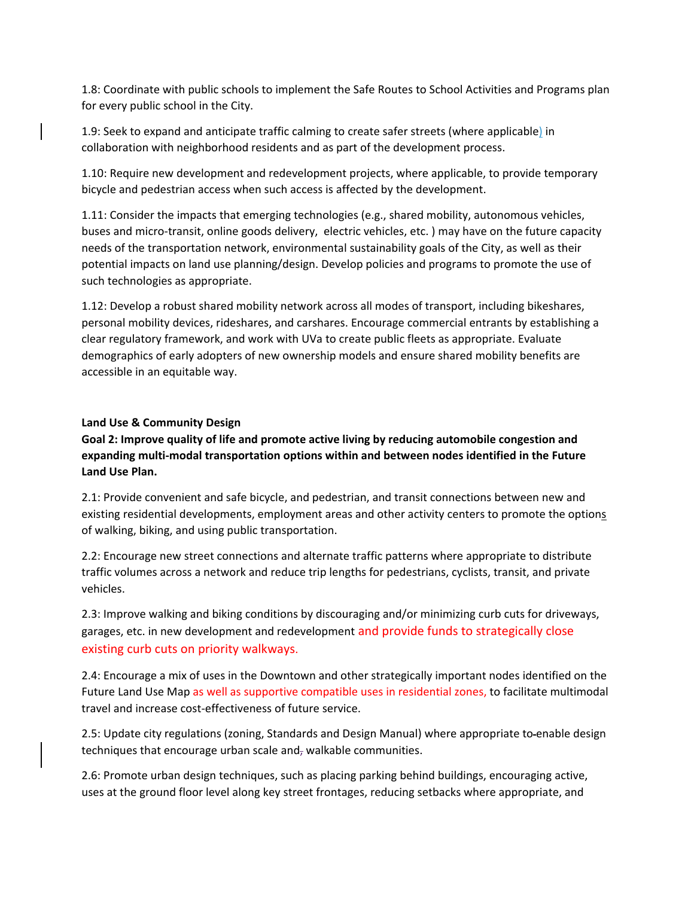1.8: Coordinate with public schools to implement the Safe Routes to School Activities and Programs plan for every public school in the City.

1.9: Seek to expand and anticipate traffic calming to create safer streets (where applicable) in collaboration with neighborhood residents and as part of the development process.

1.10: Require new development and redevelopment projects, where applicable, to provide temporary bicycle and pedestrian access when such access is affected by the development.

1.11: Consider the impacts that emerging technologies (e.g., shared mobility, autonomous vehicles, buses and micro-transit, online goods delivery, electric vehicles, etc. ) may have on the future capacity needs of the transportation network, environmental sustainability goals of the City, as well as their potential impacts on land use planning/design. Develop policies and programs to promote the use of such technologies as appropriate.

1.12: Develop a robust shared mobility network across all modes of transport, including bikeshares, personal mobility devices, rideshares, and carshares. Encourage commercial entrants by establishing a clear regulatory framework, and work with UVa to create public fleets as appropriate. Evaluate demographics of early adopters of new ownership models and ensure shared mobility benefits are accessible in an equitable way.

**Land Use & Community Design**

**Goal 2: Improve quality of life and promote active living by reducing automobile congestion and expanding multi-modal transportation options within and between nodes identified in the Future Land Use Plan.**

2.1: Provide convenient and safe bicycle, and pedestrian, and transit connections between new and existing residential developments, employment areas and other activity centers to promote the options of walking, biking, and using public transportation.

2.2: Encourage new street connections and alternate traffic patterns where appropriate to distribute traffic volumes across a network and reduce trip lengths for pedestrians, cyclists, transit, and private vehicles.

2.3: Improve walking and biking conditions by discouraging and/or minimizing curb cuts for driveways, garages, etc. in new development and redevelopment and provide funds to strategically close existing curb cuts on priority walkways.

2.4: Encourage a mix of uses in the Downtown and other strategically important nodes identified on the Future Land Use Map as well as supportive compatible uses in residential zones, to facilitate multimodal travel and increase cost-effectiveness of future service.

2.5: Update city regulations (zoning, Standards and Design Manual) where appropriate to enable design techniques that encourage urban scale and walkable communities.

2.6: Promote urban design techniques, such as placing parking behind buildings, encouraging active, uses at the ground floor level along key street frontages, reducing setbacks where appropriate, and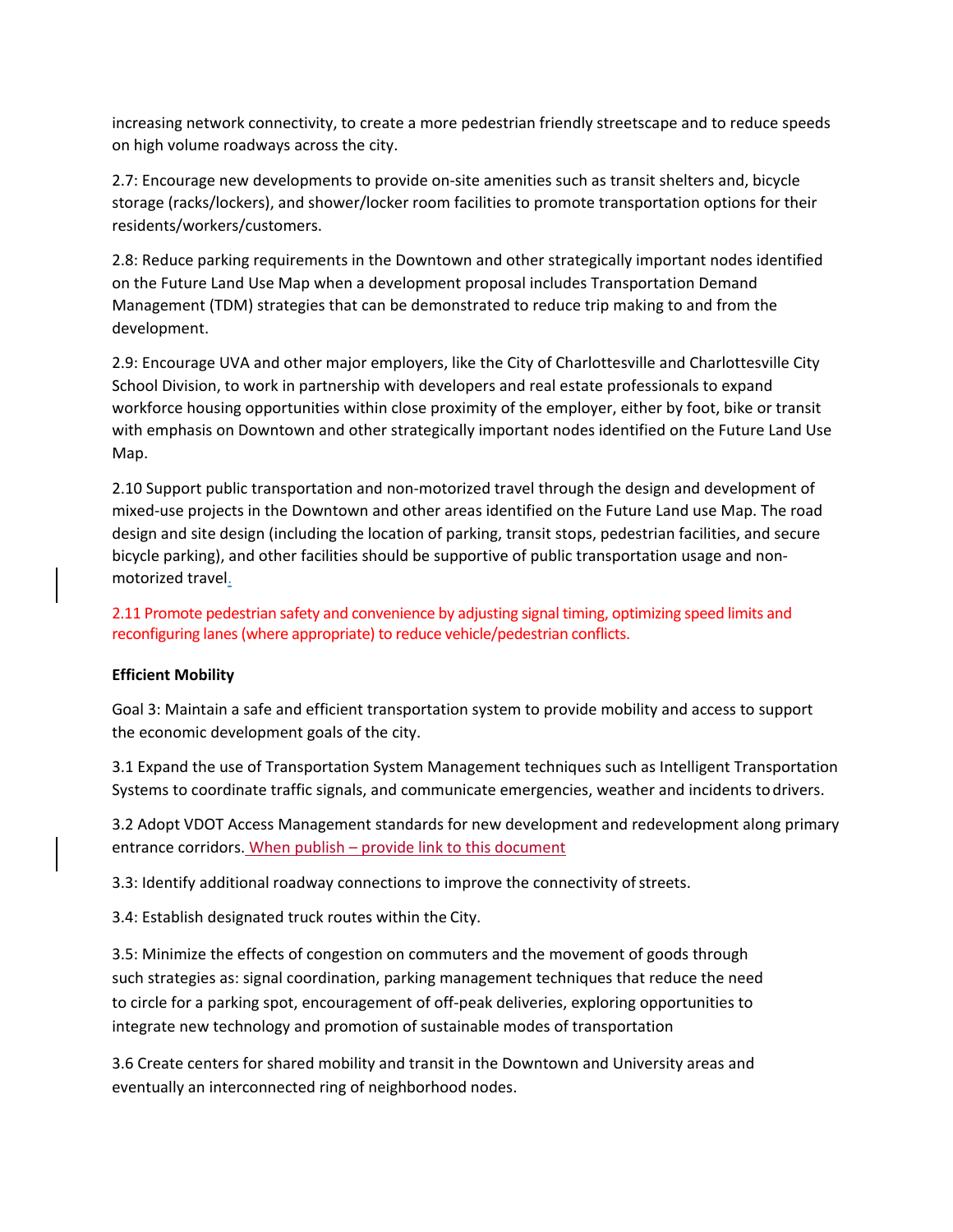increasing network connectivity, to create a more pedestrian friendly streetscape and to reduce speeds on high volume roadways across the city.

2.7: Encourage new developments to provide on-site amenities such as transit shelters and, bicycle storage (racks/lockers), and shower/locker room facilities to promote transportation options for their residents/workers/customers.

2.8: Reduce parking requirements in the Downtown and other strategically important nodes identified on the Future Land Use Map when a development proposal includes Transportation Demand Management (TDM) strategies that can be demonstrated to reduce trip making to and from the development.

2.9: Encourage UVA and other major employers, like the City of Charlottesville and Charlottesville City School Division, to work in partnership with developers and real estate professionals to expand workforce housing opportunities within close proximity of the employer, either by foot, bike or transit with emphasis on Downtown and other strategically important nodes identified on the Future Land Use Map.

2.10 Support public transportation and non-motorized travel through the design and development of mixed-use projects in the Downtown and other areas identified on the Future Land use Map. The road design and site design (including the location of parking, transit stops, pedestrian facilities, and secure bicycle parking), and other facilities should be supportive of public transportation usage and non-motorized travel.

2.11 Promote pedestrian safety and convenience by adjusting signal timing, optimizing speed limits and reconfiguring lanes (where appropriate) to reduce vehicle/pedestrian conflicts.

**Efficient Mobility**

Goal 3: Maintain a safe and efficient transportation system to provide mobility and access to support the economic development goals of the city.

3.1 Expand the use of Transportation System Management techniques such as Intelligent Transportation Systems to coordinate traffic signals, and communicate emergencies, weather and incidents to drivers.

3.2 Adopt VDOT Access Management standards for new development and redevelopment along primary entrance corridors. When publish – provide link to this document

3.3: Identify additional roadway connections to improve the connectivity of streets.

3.4: Establish designated truck routes within the City.

3.5: Minimize the effects of congestion on commuters and the movement of goods through such strategies as: signal coordination, parking management techniques that reduce the need to circle for a parking spot, encouragement of off-peak deliveries, exploring opportunities to integrate new technology and promotion of sustainable modes of transportation

3.6 Create centers for shared mobility and transit in the Downtown and University areas and eventually an interconnected ring of neighborhood nodes.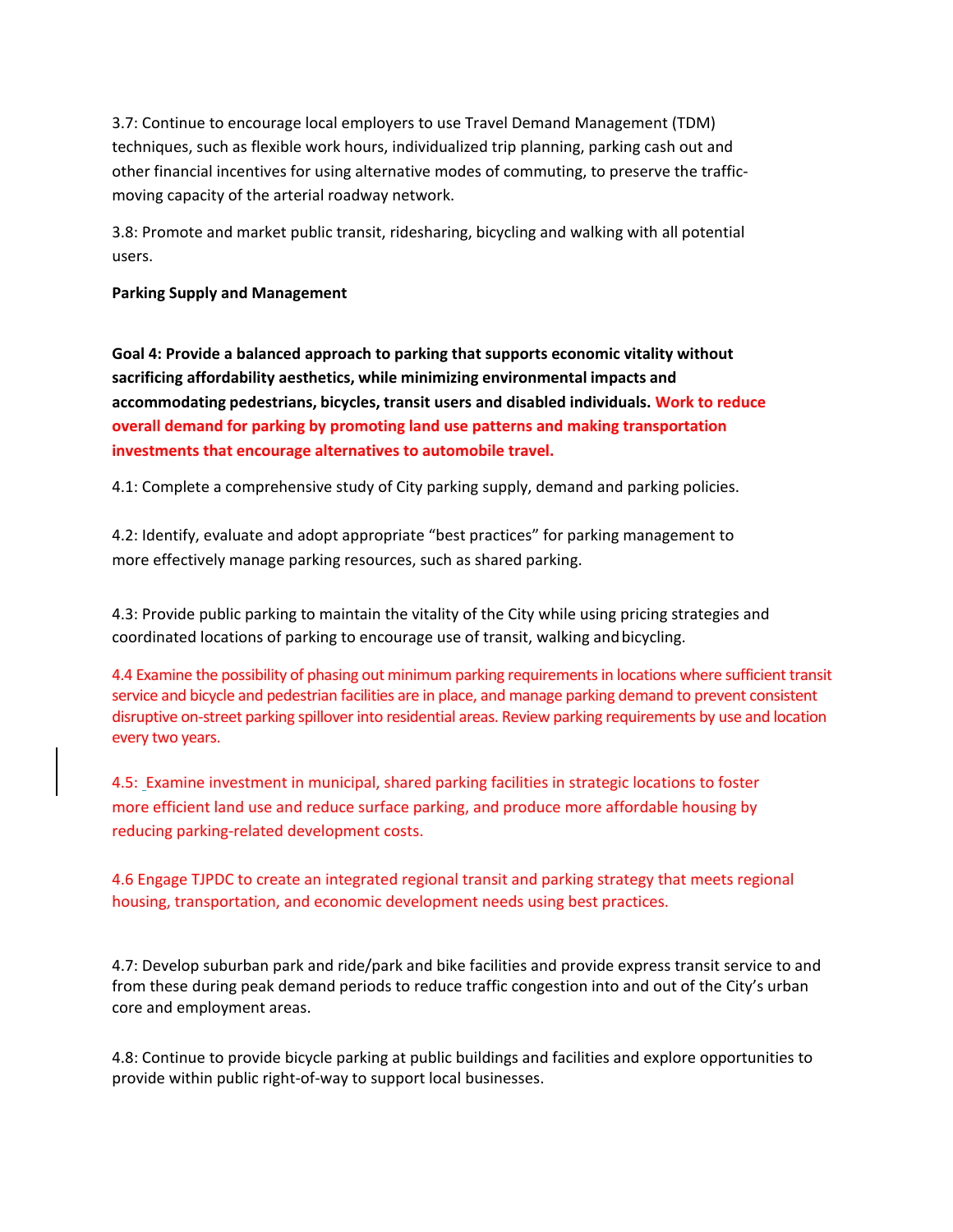3.7: Continue to encourage local employers to use Travel Demand Management (TDM) techniques, such as flexible work hours, individualized trip planning, parking cash out and other financial incentives for using alternative modes of commuting, to preserve the traffic-moving capacity of the arterial roadway network.

3.8: Promote and market public transit, ridesharing, bicycling and walking with all potential users.

**Parking Supply and Management**

**Goal 4: Provide a balanced approach to parking that supports economic vitality without sacrificing affordability aesthetics, while minimizing environmental impacts and accommodating pedestrians, bicycles, transit users and disabled individuals. Work to reduce overall demand for parking by promoting land use patterns and making transportation investments that encourage alternatives to automobile travel.**

4.1: Complete a comprehensive study of City parking supply, demand and parking policies.

4.2: Identify, evaluate and adopt appropriate "best practices" for parking management to more effectively manage parking resources, such as shared parking.

4.3: Provide public parking to maintain the vitality of the City while using pricing strategies and coordinated locations of parking to encourage use of transit, walking and bicycling.

4.4 Examine the possibility of phasing out minimum parking requirements in locations where sufficient transit service and bicycle and pedestrian facilities are in place, and manage parking demand to prevent consistent disruptive on-street parking spillover into residential areas. Review parking requirements by use and location every two years.

4.5: Examine investment in municipal, shared parking facilities in strategic locations to foster more efficient land use and reduce surface parking, and produce more affordable housing by reducing parking-related development costs.

4.6 Engage TJPDC to create an integrated regional transit and parking strategy that meets regional housing, transportation, and economic development needs using best practices.

4.7: Develop suburban park and ride/park and bike facilities and provide express transit service to and from these during peak demand periods to reduce traffic congestion into and out of the City's urban core and employment areas.

4.8: Continue to provide bicycle parking at public buildings and facilities and explore opportunities to provide within public right-of-way to support local businesses.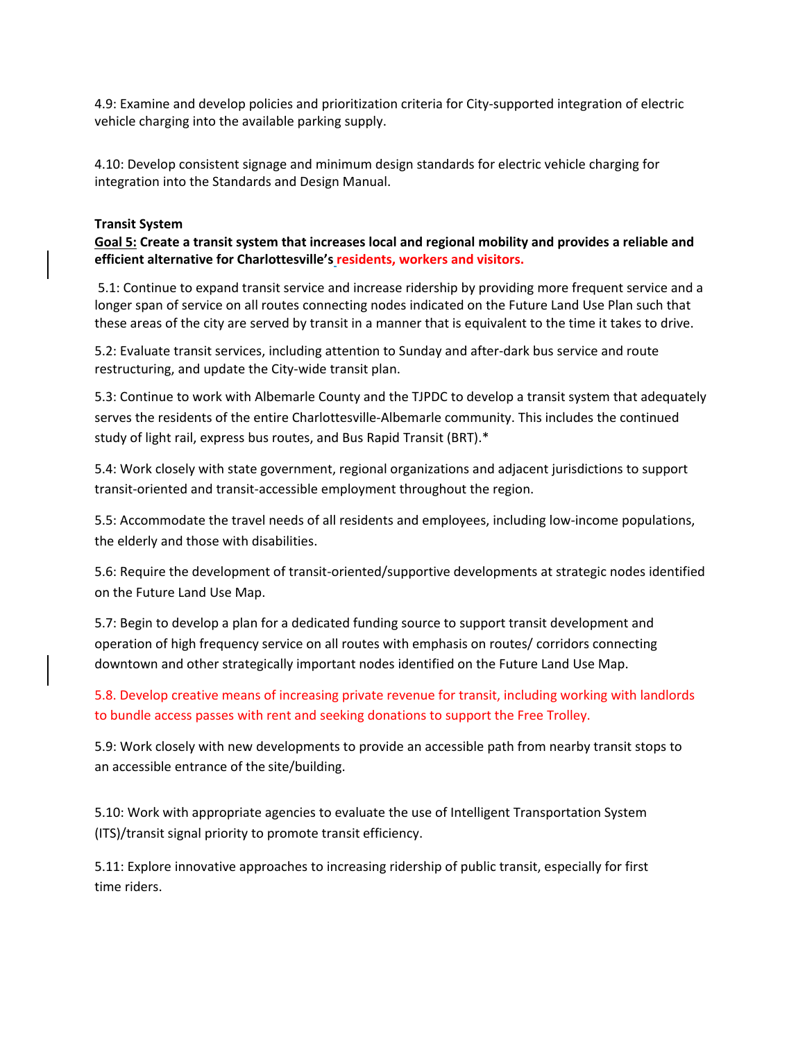4.9: Examine and develop policies and prioritization criteria for City-supported integration of electric vehicle charging into the available parking supply.

4.10: Develop consistent signage and minimum design standards for electric vehicle charging for integration into the Standards and Design Manual.

**Transit System**

**Goal 5: Create a transit system that increases local and regional mobility and provides a reliable and efficient alternative for Charlottesville's residents, workers and visitors.**

5.1: Continue to expand transit service and increase ridership by providing more frequent service and a longer span of service on all routes connecting nodes indicated on the Future Land Use Plan such that these areas of the city are served by transit in a manner that is equivalent to the time it takes to drive.

5.2: Evaluate transit services, including attention to Sunday and after-dark bus service and route restructuring, and update the City-wide transit plan.

5.3: Continue to work with Albemarle County and the TJPDC to develop a transit system that adequately serves the residents of the entire Charlottesville-Albemarle community. This includes the continued study of light rail, express bus routes, and Bus Rapid Transit (BRT).*

5.4: Work closely with state government, regional organizations and adjacent jurisdictions to support transit-oriented and transit-accessible employment throughout the region.

5.5: Accommodate the travel needs of all residents and employees, including low-income populations, the elderly and those with disabilities.

5.6: Require the development of transit-oriented/supportive developments at strategic nodes identified on the Future Land Use Map.

5.7: Begin to develop a plan for a dedicated funding source to support transit development and operation of high frequency service on all routes with emphasis on routes/ corridors connecting downtown and other strategically important nodes identified on the Future Land Use Map.

5.8. Develop creative means of increasing private revenue for transit, including working with landlords to bundle access passes with rent and seeking donations to support the Free Trolley.

5.9: Work closely with new developments to provide an accessible path from nearby transit stops to an accessible entrance of the site/building.

5.10: Work with appropriate agencies to evaluate the use of Intelligent Transportation System (ITS)/transit signal priority to promote transit efficiency.

5.11: Explore innovative approaches to increasing ridership of public transit, especially for first time riders.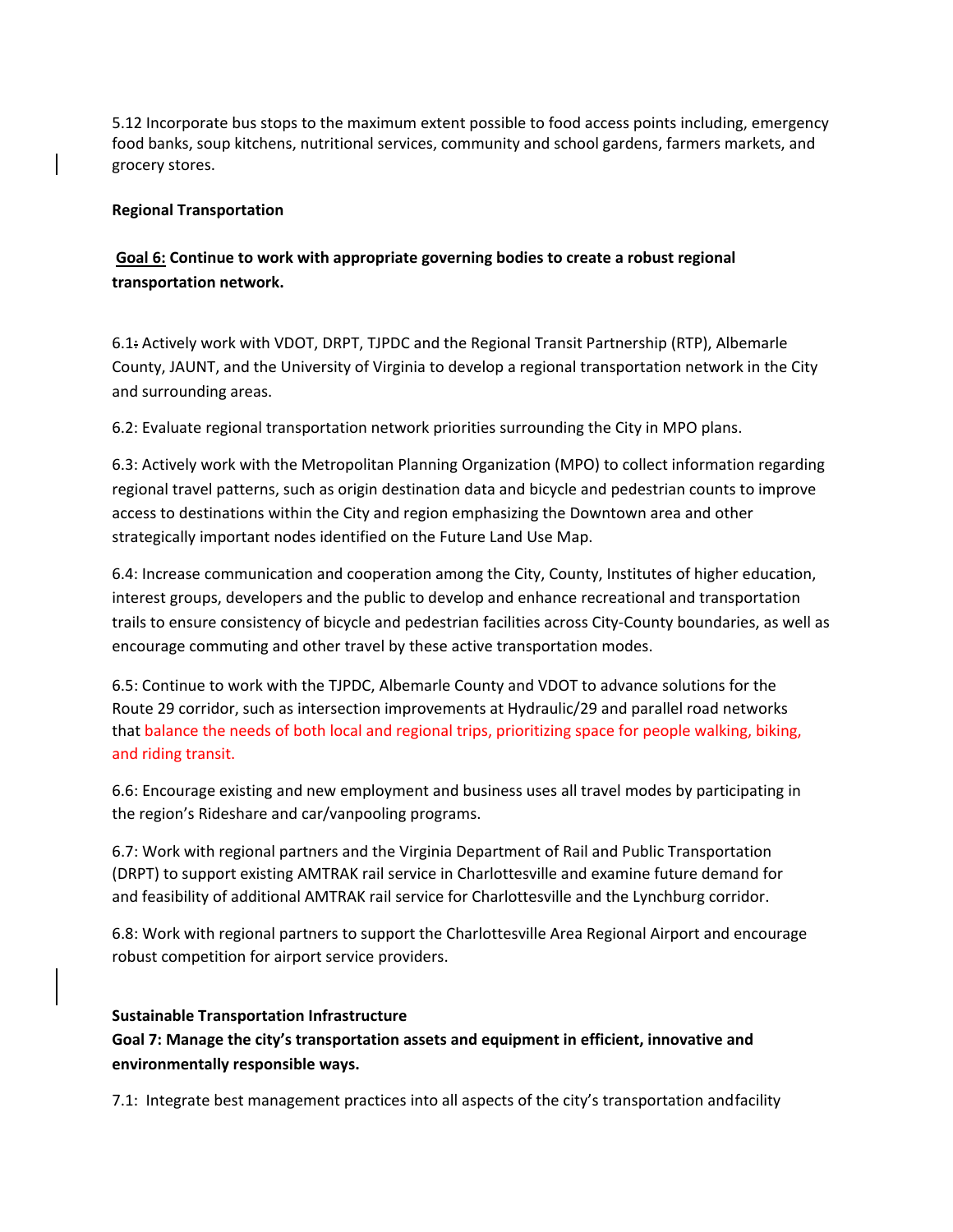5.12 Incorporate bus stops to the maximum extent possible to food access points including, emergency food banks, soup kitchens, nutritional services, community and school gardens, farmers markets, and grocery stores.

**Regional Transportation**

**<u>Goal 6:</u> Continue to work with appropriate governing bodies to create a robust regional transportation network.**

6.1: Actively work with VDOT, DRPT, TJPDC and the Regional Transit Partnership (RTP), Albemarle County, JAUNT, and the University of Virginia to develop a regional transportation network in the City and surrounding areas.

6.2: Evaluate regional transportation network priorities surrounding the City in MPO plans.

6.3: Actively work with the Metropolitan Planning Organization (MPO) to collect information regarding regional travel patterns, such as origin destination data and bicycle and pedestrian counts to improve access to destinations within the City and region emphasizing the Downtown area and other strategically important nodes identified on the Future Land Use Map.

6.4: Increase communication and cooperation among the City, County, Institutes of higher education, interest groups, developers and the public to develop and enhance recreational and transportation trails to ensure consistency of bicycle and pedestrian facilities across City-County boundaries, as well as encourage commuting and other travel by these active transportation modes.

6.5: Continue to work with the TJPDC, Albemarle County and VDOT to advance solutions for the Route 29 corridor, such as intersection improvements at Hydraulic/29 and parallel road networks that balance the needs of both local and regional trips, prioritizing space for people walking, biking, and riding transit.

6.6: Encourage existing and new employment and business uses all travel modes by participating in the region's Rideshare and car/vanpooling programs.

6.7: Work with regional partners and the Virginia Department of Rail and Public Transportation (DRPT) to support existing AMTRAK rail service in Charlottesville and examine future demand for and feasibility of additional AMTRAK rail service for Charlottesville and the Lynchburg corridor.

6.8: Work with regional partners to support the Charlottesville Area Regional Airport and encourage robust competition for airport service providers.

**Sustainable Transportation Infrastructure**

**Goal 7: Manage the city's transportation assets and equipment in efficient, innovative and environmentally responsible ways.**

7.1: Integrate best management practices into all aspects of the city's transportation andfacility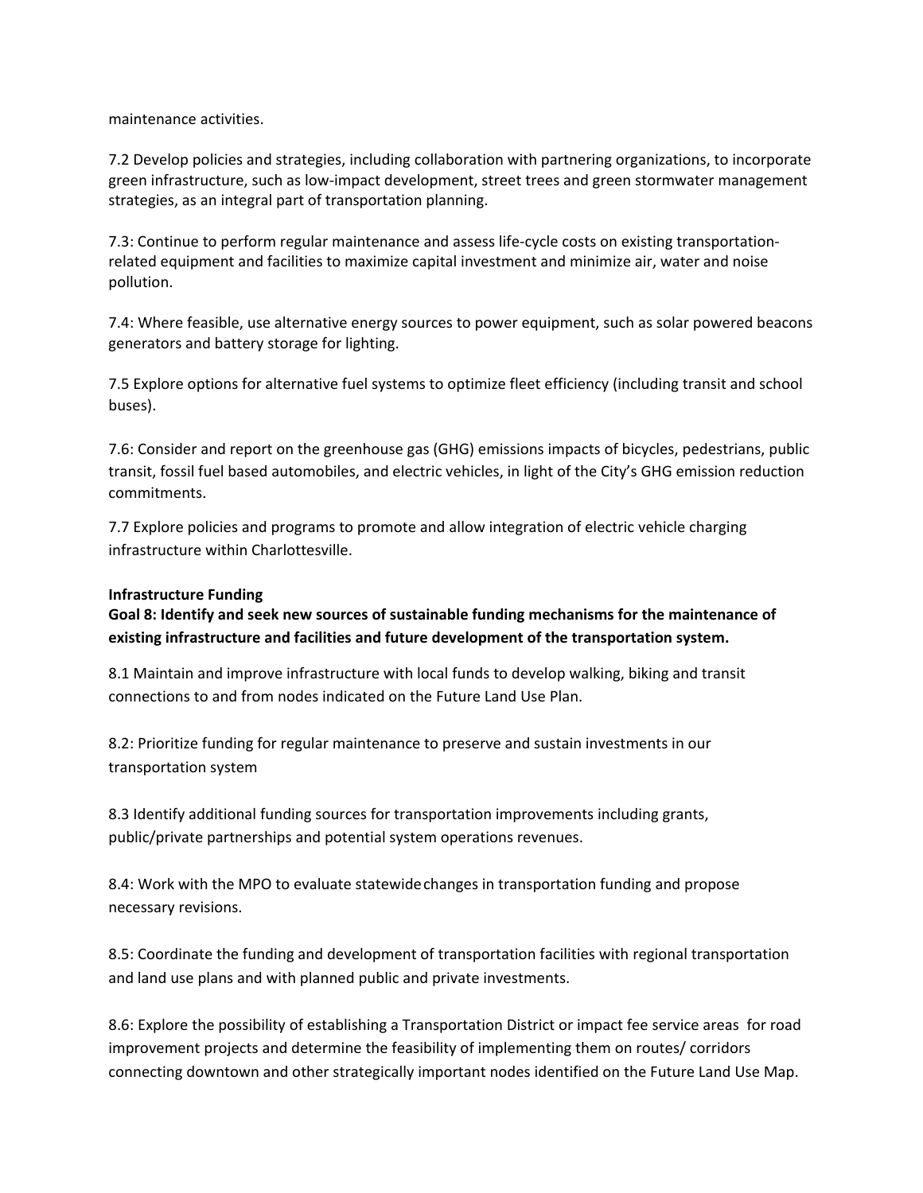maintenance activities.

7.2 Develop policies and strategies, including collaboration with partnering organizations, to incorporate green infrastructure, such as low-impact development, street trees and green stormwater management strategies, as an integral part of transportation planning.

7.3: Continue to perform regular maintenance and assess life-cycle costs on existing transportation-related equipment and facilities to maximize capital investment and minimize air, water and noise pollution.

7.4: Where feasible, use alternative energy sources to power equipment, such as solar powered beacons generators and battery storage for lighting.

7.5 Explore options for alternative fuel systems to optimize fleet efficiency (including transit and school buses).

7.6: Consider and report on the greenhouse gas (GHG) emissions impacts of bicycles, pedestrians, public transit, fossil fuel based automobiles, and electric vehicles, in light of the City's GHG emission reduction commitments.

7.7 Explore policies and programs to promote and allow integration of electric vehicle charging infrastructure within Charlottesville.

**Infrastructure Funding**

**Goal 8: Identify and seek new sources of sustainable funding mechanisms for the maintenance of existing infrastructure and facilities and future development of the transportation system.**

8.1 Maintain and improve infrastructure with local funds to develop walking, biking and transit connections to and from nodes indicated on the Future Land Use Plan.

8.2: Prioritize funding for regular maintenance to preserve and sustain investments in our transportation system

8.3 Identify additional funding sources for transportation improvements including grants, public/private partnerships and potential system operations revenues.

8.4: Work with the MPO to evaluate statewide changes in transportation funding and propose necessary revisions.

8.5: Coordinate the funding and development of transportation facilities with regional transportation and land use plans and with planned public and private investments.

8.6: Explore the possibility of establishing a Transportation District or impact fee service areas for road improvement projects and determine the feasibility of implementing them on routes/ corridors connecting downtown and other strategically important nodes identified on the Future Land Use Map.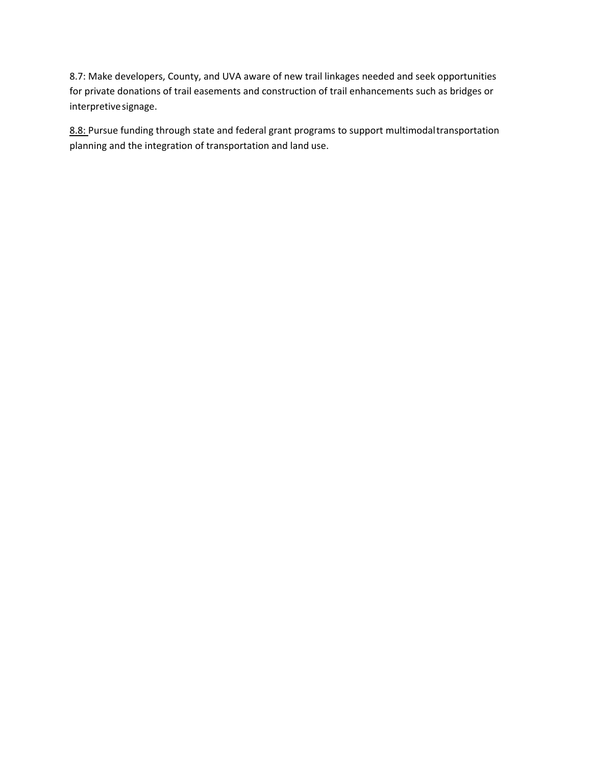8.7: Make developers, County, and UVA aware of new trail linkages needed and seek opportunities for private donations of trail easements and construction of trail enhancements such as bridges or interpretive signage.

8.8: Pursue funding through state and federal grant programs to support multimodal transportation planning and the integration of transportation and land use.